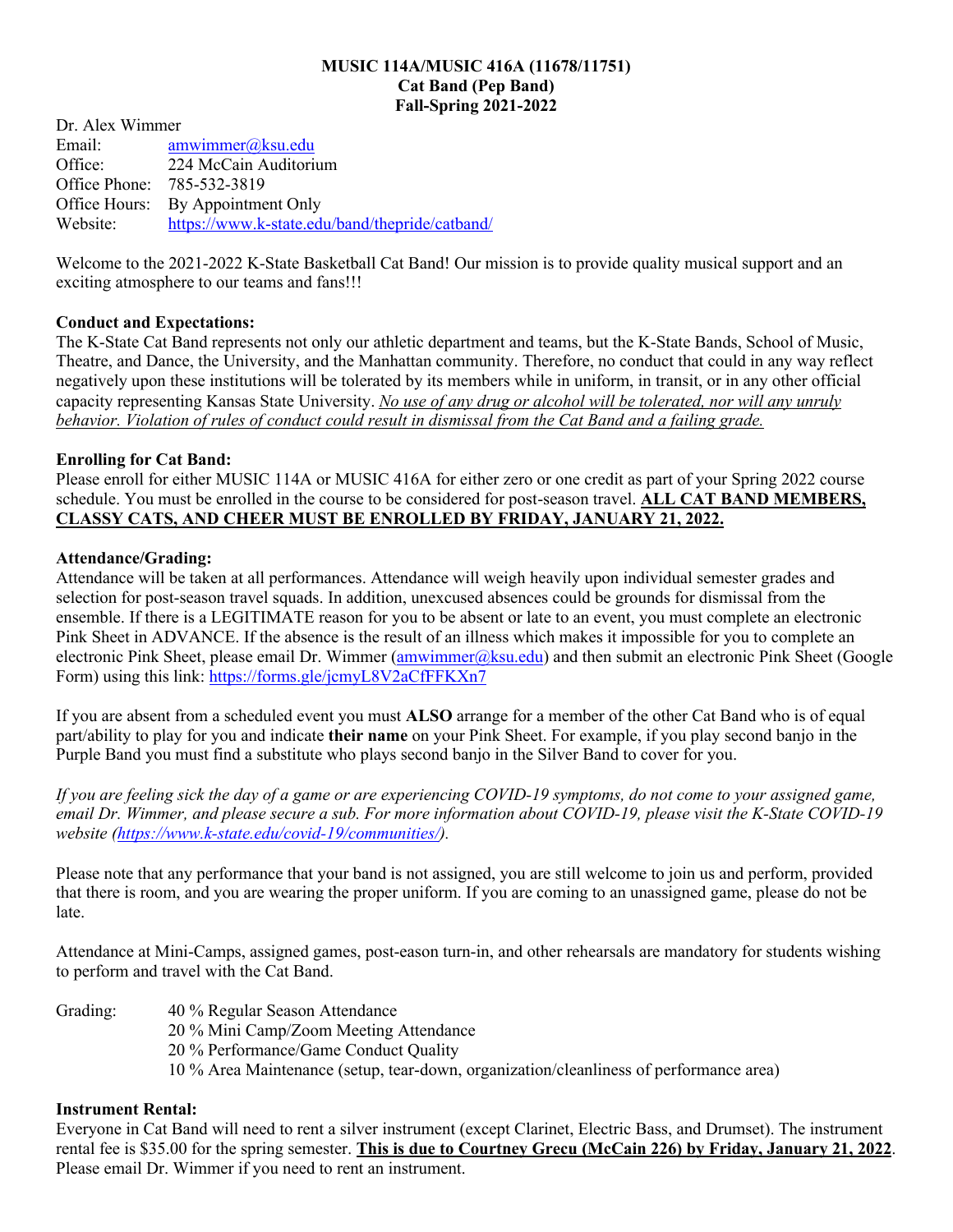**MUSIC 114A/MUSIC 416A (11678/11751)**
**Cat Band (Pep Band)**
**Fall-Spring 2021-2022**

Dr. Alex Wimmer
Email: amwimmer@ksu.edu
Office: 224 McCain Auditorium
Office Phone: 785-532-3819
Office Hours: By Appointment Only
Website: https://www.k-state.edu/band/thepride/catband/

Welcome to the 2021-2022 K-State Basketball Cat Band! Our mission is to provide quality musical support and an exciting atmosphere to our teams and fans!!!

**Conduct and Expectations:**
The K-State Cat Band represents not only our athletic department and teams, but the K-State Bands, School of Music, Theatre, and Dance, the University, and the Manhattan community. Therefore, no conduct that could in any way reflect negatively upon these institutions will be tolerated by its members while in uniform, in transit, or in any other official capacity representing Kansas State University. *No use of any drug or alcohol will be tolerated, nor will any unruly behavior. Violation of rules of conduct could result in dismissal from the Cat Band and a failing grade.*

**Enrolling for Cat Band:**
Please enroll for either MUSIC 114A or MUSIC 416A for either zero or one credit as part of your Spring 2022 course schedule. You must be enrolled in the course to be considered for post-season travel. **ALL CAT BAND MEMBERS, CLASSY CATS, AND CHEER MUST BE ENROLLED BY FRIDAY, JANUARY 21, 2022.**

**Attendance/Grading:**
Attendance will be taken at all performances. Attendance will weigh heavily upon individual semester grades and selection for post-season travel squads. In addition, unexcused absences could be grounds for dismissal from the ensemble. If there is a LEGITIMATE reason for you to be absent or late to an event, you must complete an electronic Pink Sheet in ADVANCE. If the absence is the result of an illness which makes it impossible for you to complete an electronic Pink Sheet, please email Dr. Wimmer (amwimmer@ksu.edu) and then submit an electronic Pink Sheet (Google Form) using this link: https://forms.gle/jcmyL8V2aCfFFKXn7

If you are absent from a scheduled event you must **ALSO** arrange for a member of the other Cat Band who is of equal part/ability to play for you and indicate **their name** on your Pink Sheet. For example, if you play second banjo in the Purple Band you must find a substitute who plays second banjo in the Silver Band to cover for you.

*If you are feeling sick the day of a game or are experiencing COVID-19 symptoms, do not come to your assigned game, email Dr. Wimmer, and please secure a sub. For more information about COVID-19, please visit the K-State COVID-19 website (https://www.k-state.edu/covid-19/communities/).*

Please note that any performance that your band is not assigned, you are still welcome to join us and perform, provided that there is room, and you are wearing the proper uniform. If you are coming to an unassigned game, please do not be late.

Attendance at Mini-Camps, assigned games, post-eason turn-in, and other rehearsals are mandatory for students wishing to perform and travel with the Cat Band.

Grading:
- 40 % Regular Season Attendance
- 20 % Mini Camp/Zoom Meeting Attendance
- 20 % Performance/Game Conduct Quality
- 10 % Area Maintenance (setup, tear-down, organization/cleanliness of performance area)

**Instrument Rental:**
Everyone in Cat Band will need to rent a silver instrument (except Clarinet, Electric Bass, and Drumset). The instrument rental fee is $35.00 for the spring semester. **This is due to Courtney Grecu (McCain 226) by Friday, January 21, 2022**. Please email Dr. Wimmer if you need to rent an instrument.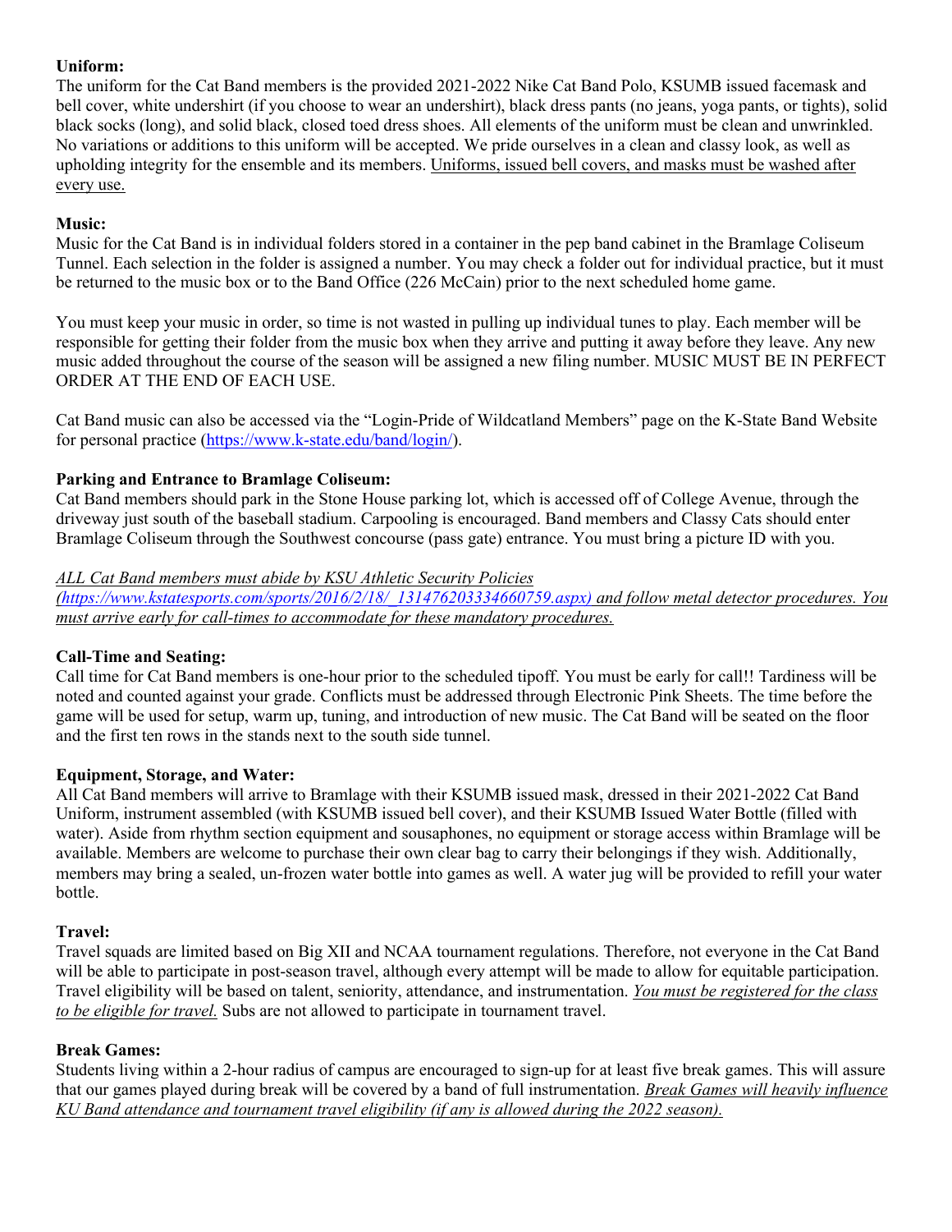**Uniform:**
The uniform for the Cat Band members is the provided 2021-2022 Nike Cat Band Polo, KSUMB issued facemask and bell cover, white undershirt (if you choose to wear an undershirt), black dress pants (no jeans, yoga pants, or tights), solid black socks (long), and solid black, closed toed dress shoes. All elements of the uniform must be clean and unwrinkled. No variations or additions to this uniform will be accepted. We pride ourselves in a clean and classy look, as well as upholding integrity for the ensemble and its members. <u>Uniforms, issued bell covers, and masks must be washed after every use.</u>

**Music:**
Music for the Cat Band is in individual folders stored in a container in the pep band cabinet in the Bramlage Coliseum Tunnel. Each selection in the folder is assigned a number. You may check a folder out for individual practice, but it must be returned to the music box or to the Band Office (226 McCain) prior to the next scheduled home game.

You must keep your music in order, so time is not wasted in pulling up individual tunes to play. Each member will be responsible for getting their folder from the music box when they arrive and putting it away before they leave. Any new music added throughout the course of the season will be assigned a new filing number. MUSIC MUST BE IN PERFECT ORDER AT THE END OF EACH USE.

Cat Band music can also be accessed via the "Login-Pride of Wildcatland Members" page on the K-State Band Website for personal practice (https://www.k-state.edu/band/login/).

**Parking and Entrance to Bramlage Coliseum:**
Cat Band members should park in the Stone House parking lot, which is accessed off of College Avenue, through the driveway just south of the baseball stadium. Carpooling is encouraged. Band members and Classy Cats should enter Bramlage Coliseum through the Southwest concourse (pass gate) entrance. You must bring a picture ID with you.

*<u>ALL Cat Band members must abide by KSU Athletic Security Policies (https://www.kstatesports.com/sports/2016/2/18/_131476203334660759.aspx) and follow metal detector procedures. You must arrive early for call-times to accommodate for these mandatory procedures.</u>*

**Call-Time and Seating:**
Call time for Cat Band members is one-hour prior to the scheduled tipoff. You must be early for call!! Tardiness will be noted and counted against your grade. Conflicts must be addressed through Electronic Pink Sheets. The time before the game will be used for setup, warm up, tuning, and introduction of new music. The Cat Band will be seated on the floor and the first ten rows in the stands next to the south side tunnel.

**Equipment, Storage, and Water:**
All Cat Band members will arrive to Bramlage with their KSUMB issued mask, dressed in their 2021-2022 Cat Band Uniform, instrument assembled (with KSUMB issued bell cover), and their KSUMB Issued Water Bottle (filled with water). Aside from rhythm section equipment and sousaphones, no equipment or storage access within Bramlage will be available. Members are welcome to purchase their own clear bag to carry their belongings if they wish. Additionally, members may bring a sealed, un-frozen water bottle into games as well. A water jug will be provided to refill your water bottle.

**Travel:**
Travel squads are limited based on Big XII and NCAA tournament regulations. Therefore, not everyone in the Cat Band will be able to participate in post-season travel, although every attempt will be made to allow for equitable participation. Travel eligibility will be based on talent, seniority, attendance, and instrumentation. *<u>You must be registered for the class to be eligible for travel.</u>* Subs are not allowed to participate in tournament travel.

**Break Games:**
Students living within a 2-hour radius of campus are encouraged to sign-up for at least five break games. This will assure that our games played during break will be covered by a band of full instrumentation. *<u>Break Games will heavily influence KU Band attendance and tournament travel eligibility (if any is allowed during the 2022 season).</u>*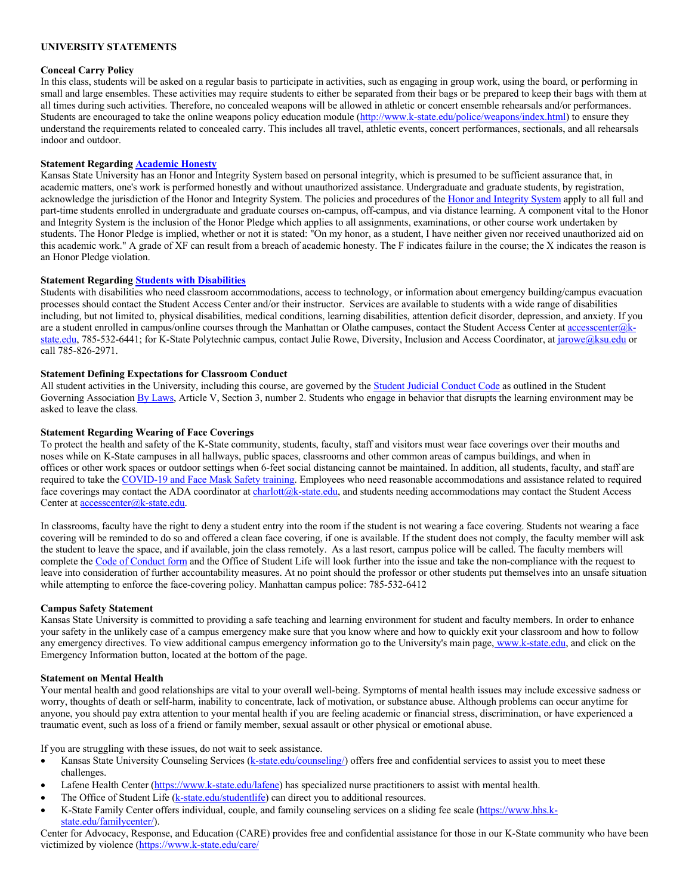**UNIVERSITY STATEMENTS**

**Conceal Carry Policy**

In this class, students will be asked on a regular basis to participate in activities, such as engaging in group work, using the board, or performing in small and large ensembles. These activities may require students to either be separated from their bags or be prepared to keep their bags with them at all times during such activities. Therefore, no concealed weapons will be allowed in athletic or concert ensemble rehearsals and/or performances. Students are encouraged to take the online weapons policy education module (http://www.k-state.edu/police/weapons/index.html) to ensure they understand the requirements related to concealed carry. This includes all travel, athletic events, concert performances, sectionals, and all rehearsals indoor and outdoor.

**Statement Regarding Academic Honesty**

Kansas State University has an Honor and Integrity System based on personal integrity, which is presumed to be sufficient assurance that, in academic matters, one's work is performed honestly and without unauthorized assistance. Undergraduate and graduate students, by registration, acknowledge the jurisdiction of the Honor and Integrity System. The policies and procedures of the Honor and Integrity System apply to all full and part-time students enrolled in undergraduate and graduate courses on-campus, off-campus, and via distance learning. A component vital to the Honor and Integrity System is the inclusion of the Honor Pledge which applies to all assignments, examinations, or other course work undertaken by students. The Honor Pledge is implied, whether or not it is stated: "On my honor, as a student, I have neither given nor received unauthorized aid on this academic work." A grade of XF can result from a breach of academic honesty. The F indicates failure in the course; the X indicates the reason is an Honor Pledge violation.

**Statement Regarding Students with Disabilities**

Students with disabilities who need classroom accommodations, access to technology, or information about emergency building/campus evacuation processes should contact the Student Access Center and/or their instructor. Services are available to students with a wide range of disabilities including, but not limited to, physical disabilities, medical conditions, learning disabilities, attention deficit disorder, depression, and anxiety. If you are a student enrolled in campus/online courses through the Manhattan or Olathe campuses, contact the Student Access Center at accesscenter@k-state.edu, 785-532-6441; for K-State Polytechnic campus, contact Julie Rowe, Diversity, Inclusion and Access Coordinator, at jarowe@ksu.edu or call 785-826-2971.

**Statement Defining Expectations for Classroom Conduct**

All student activities in the University, including this course, are governed by the Student Judicial Conduct Code as outlined in the Student Governing Association By Laws, Article V, Section 3, number 2. Students who engage in behavior that disrupts the learning environment may be asked to leave the class.

**Statement Regarding Wearing of Face Coverings**

To protect the health and safety of the K-State community, students, faculty, staff and visitors must wear face coverings over their mouths and noses while on K-State campuses in all hallways, public spaces, classrooms and other common areas of campus buildings, and when in offices or other work spaces or outdoor settings when 6-feet social distancing cannot be maintained. In addition, all students, faculty, and staff are required to take the COVID-19 and Face Mask Safety training. Employees who need reasonable accommodations and assistance related to required face coverings may contact the ADA coordinator at charlott@k-state.edu, and students needing accommodations may contact the Student Access Center at accesscenter@k-state.edu.

In classrooms, faculty have the right to deny a student entry into the room if the student is not wearing a face covering. Students not wearing a face covering will be reminded to do so and offered a clean face covering, if one is available. If the student does not comply, the faculty member will ask the student to leave the space, and if available, join the class remotely. As a last resort, campus police will be called. The faculty members will complete the Code of Conduct form and the Office of Student Life will look further into the issue and take the non-compliance with the request to leave into consideration of further accountability measures. At no point should the professor or other students put themselves into an unsafe situation while attempting to enforce the face-covering policy. Manhattan campus police: 785-532-6412

**Campus Safety Statement**

Kansas State University is committed to providing a safe teaching and learning environment for student and faculty members. In order to enhance your safety in the unlikely case of a campus emergency make sure that you know where and how to quickly exit your classroom and how to follow any emergency directives. To view additional campus emergency information go to the University's main page, www.k-state.edu, and click on the Emergency Information button, located at the bottom of the page.

**Statement on Mental Health**

Your mental health and good relationships are vital to your overall well-being. Symptoms of mental health issues may include excessive sadness or worry, thoughts of death or self-harm, inability to concentrate, lack of motivation, or substance abuse. Although problems can occur anytime for anyone, you should pay extra attention to your mental health if you are feeling academic or financial stress, discrimination, or have experienced a traumatic event, such as loss of a friend or family member, sexual assault or other physical or emotional abuse.

If you are struggling with these issues, do not wait to seek assistance.

- Kansas State University Counseling Services (k-state.edu/counseling/) offers free and confidential services to assist you to meet these challenges.
- Lafene Health Center (https://www.k-state.edu/lafene) has specialized nurse practitioners to assist with mental health.
- The Office of Student Life (k-state.edu/studentlife) can direct you to additional resources.
- K-State Family Center offers individual, couple, and family counseling services on a sliding fee scale (https://www.hhs.k-state.edu/familycenter/).

Center for Advocacy, Response, and Education (CARE) provides free and confidential assistance for those in our K-State community who have been victimized by violence (https://www.k-state.edu/care/